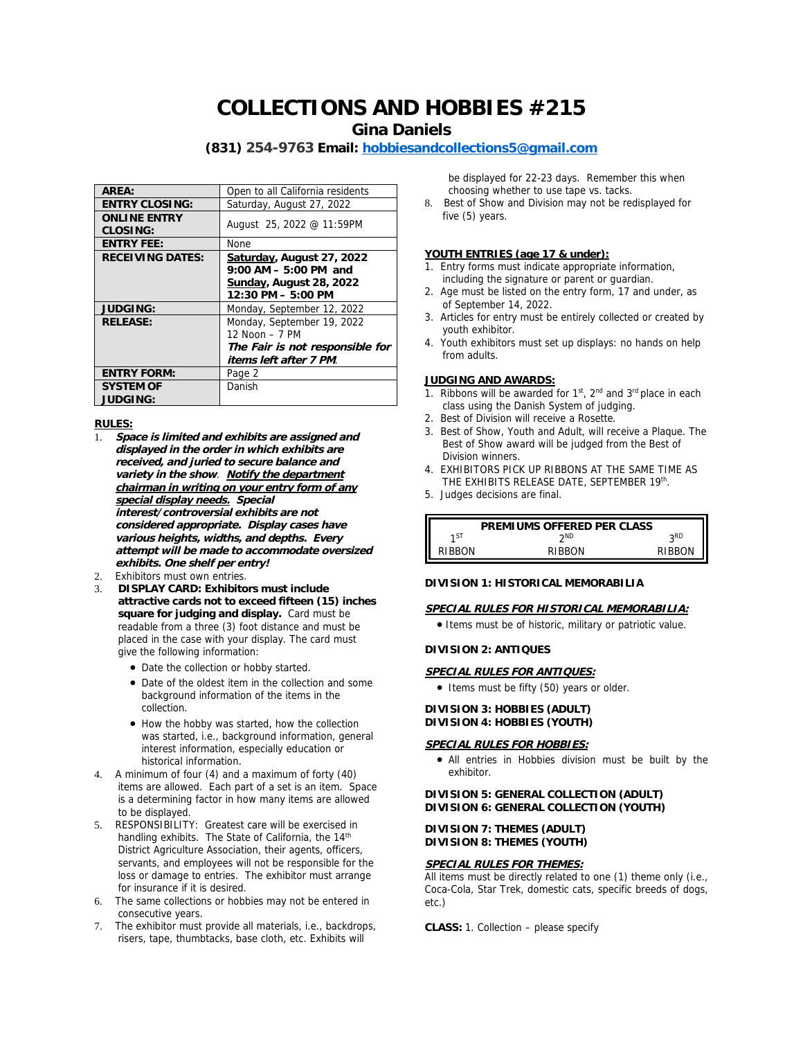# COLLECTIONS AND HOBBIES #215

## Gina Daniels

**(831) 254-9763 Email: hobbiesandcollections5@gmail.com**

| | |
|---|---|
| **AREA:** | Open to all California residents |
| **ENTRY CLOSING:** | Saturday, August 27, 2022 |
| **ONLINE ENTRY CLOSING:** | August 25, 2022 @ 11:59PM |
| **ENTRY FEE:** | None |
| **RECEIVING DATES:** | **Saturday, August 27, 2022 9:00 AM – 5:00 PM and Sunday, August 28, 2022 12:30 PM – 5:00 PM** |
| **JUDGING:** | Monday, September 12, 2022 |
| **RELEASE:** | Monday, September 19, 2022 12 Noon – 7 PM ***The Fair is not responsible for items left after 7 PM*** |
| **ENTRY FORM:** | Page 2 |
| **SYSTEM OF JUDGING:** | Danish |

**RULES:**

1. ***Space is limited and exhibits are assigned and displayed in the order in which exhibits are received, and juried to secure balance and variety in the show. Notify the department chairman in writing on your entry form of any special display needs. Special interest/controversial exhibits are not considered appropriate. Display cases have various heights, widths, and depths. Every attempt will be made to accommodate oversized exhibits. One shelf per entry!***
2. Exhibitors must own entries.
3. **DISPLAY CARD: Exhibitors must include attractive cards not to exceed fifteen (15) inches square for judging and display.** Card must be readable from a three (3) foot distance and must be placed in the case with your display. The card must give the following information:
   - Date the collection or hobby started.
   - Date of the oldest item in the collection and some background information of the items in the collection.
   - How the hobby was started, how the collection was started, i.e., background information, general interest information, especially education or historical information.
4. A minimum of four (4) and a maximum of forty (40) items are allowed. Each part of a set is an item. Space is a determining factor in how many items are allowed to be displayed.
5. RESPONSIBILITY: Greatest care will be exercised in handling exhibits. The State of California, the 14th District Agriculture Association, their agents, officers, servants, and employees will not be responsible for the loss or damage to entries. The exhibitor must arrange for insurance if it is desired.
6. The same collections or hobbies may not be entered in consecutive years.
7. The exhibitor must provide all materials, i.e., backdrops, risers, tape, thumbtacks, base cloth, etc. Exhibits will be displayed for 22-23 days. Remember this when choosing whether to use tape vs. tacks.
8. Best of Show and Division may not be redisplayed for five (5) years.

**YOUTH ENTRIES (age 17 & under):**

1. Entry forms must indicate appropriate information, including the signature or parent or guardian.
2. Age must be listed on the entry form, 17 and under, as of September 14, 2022.
3. Articles for entry must be entirely collected or created by youth exhibitor.
4. Youth exhibitors must set up displays: no hands on help from adults.

**JUDGING AND AWARDS:**

1. Ribbons will be awarded for 1st, 2nd and 3rd place in each class using the Danish System of judging.
2. Best of Division will receive a Rosette.
3. Best of Show, Youth and Adult, will receive a Plaque. The Best of Show award will be judged from the Best of Division winners.
4. EXHIBITORS PICK UP RIBBONS AT THE SAME TIME AS THE EXHIBITS RELEASE DATE, SEPTEMBER 19th.
5. Judges decisions are final.

| PREMIUMS OFFERED PER CLASS | | |
|---|---|---|
| 1ST | 2ND | 3RD |
| RIBBON | RIBBON | RIBBON |

**DIVISION 1: HISTORICAL MEMORABILIA**

***SPECIAL RULES FOR HISTORICAL MEMORABILIA:***

- Items must be of historic, military or patriotic value.

**DIVISION 2: ANTIQUES**

***SPECIAL RULES FOR ANTIQUES:***

- Items must be fifty (50) years or older.

**DIVISION 3: HOBBIES (ADULT)**
**DIVISION 4: HOBBIES (YOUTH)**

***SPECIAL RULES FOR HOBBIES:***

- All entries in Hobbies division must be built by the exhibitor.

**DIVISION 5: GENERAL COLLECTION (ADULT)**
**DIVISION 6: GENERAL COLLECTION (YOUTH)**

**DIVISION 7: THEMES (ADULT)**
**DIVISION 8: THEMES (YOUTH)**

***SPECIAL RULES FOR THEMES:***

All items must be directly related to one (1) theme only (i.e., Coca-Cola, Star Trek, domestic cats, specific breeds of dogs, etc.)

**CLASS:** 1. Collection – please specify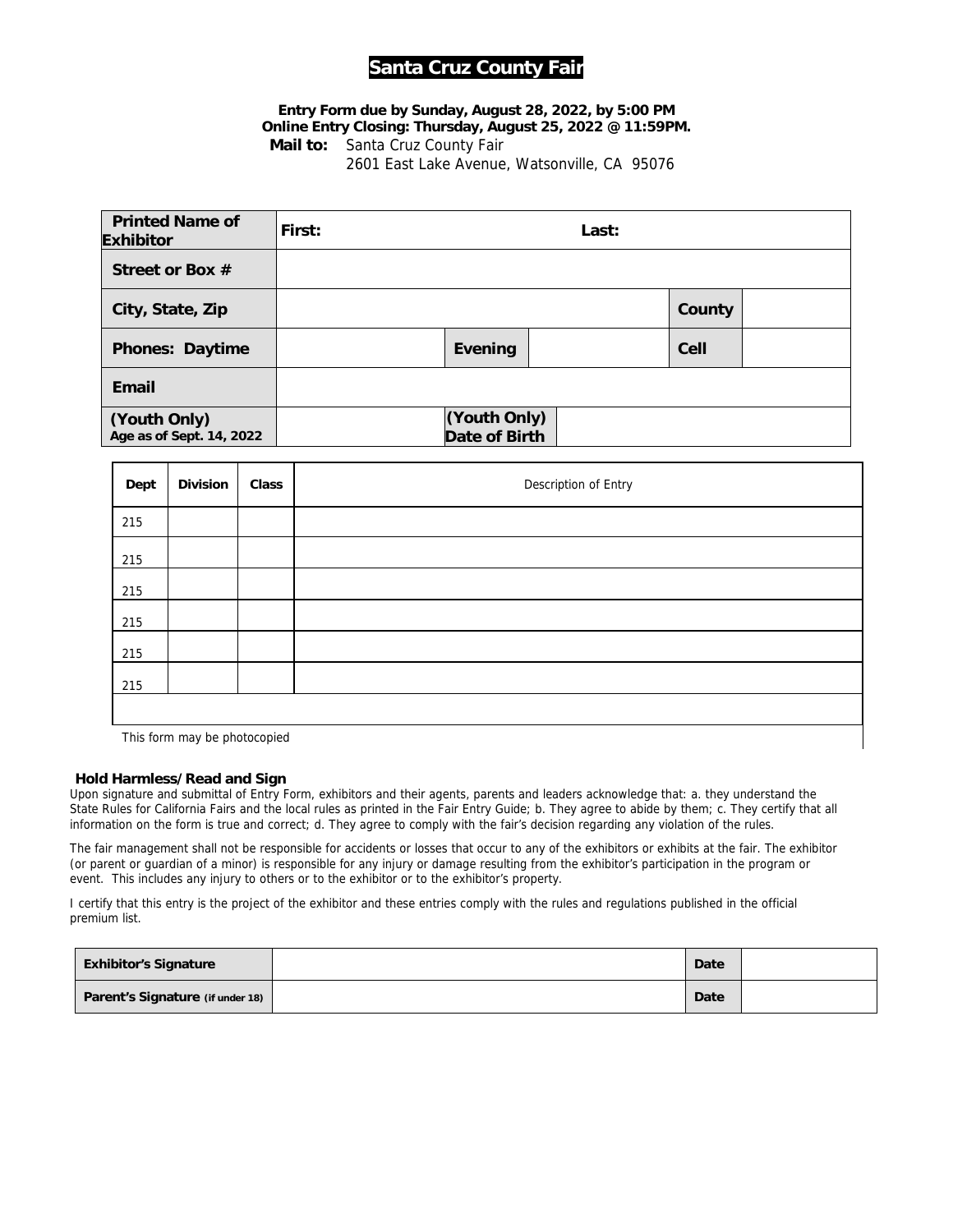# Santa Cruz County Fair

**Entry Form due by Sunday, August 28, 2022, by 5:00 PM**
**Online Entry Closing: Thursday, August 25, 2022 @ 11:59PM.**
**Mail to:** Santa Cruz County Fair
2601 East Lake Avenue, Watsonville, CA 95076

| | | | | | |
|---|---|---|---|---|---|
| **Printed Name of Exhibitor** | **First:** | | **Last:** | | |
| **Street or Box #** | | | | | |
| **City, State, Zip** | | | | **County** | |
| **Phones: Daytime** | | **Evening** | | **Cell** | |
| **Email** | | | | | |
| **(Youth Only)** Age as of Sept. 14, 2022 | | **(Youth Only) Date of Birth** | | | |

| Dept | Division | Class | Description of Entry |
|---|---|---|---|
| 215 | | | |
| 215 | | | |
| 215 | | | |
| 215 | | | |
| 215 | | | |
| 215 | | | |

This form may be photocopied

**Hold Harmless/Read and Sign**

Upon signature and submittal of Entry Form, exhibitors and their agents, parents and leaders acknowledge that: a. they understand the State Rules for California Fairs and the local rules as printed in the Fair Entry Guide; b. They agree to abide by them; c. They certify that all information on the form is true and correct; d. They agree to comply with the fair's decision regarding any violation of the rules.

The fair management shall not be responsible for accidents or losses that occur to any of the exhibitors or exhibits at the fair. The exhibitor (or parent or guardian of a minor) is responsible for any injury or damage resulting from the exhibitor's participation in the program or event. This includes any injury to others or to the exhibitor or to the exhibitor's property.

I certify that this entry is the project of the exhibitor and these entries comply with the rules and regulations published in the official premium list.

| | | | |
|---|---|---|---|
| **Exhibitor's Signature** | | **Date** | |
| **Parent's Signature** (if under 18) | | **Date** | |